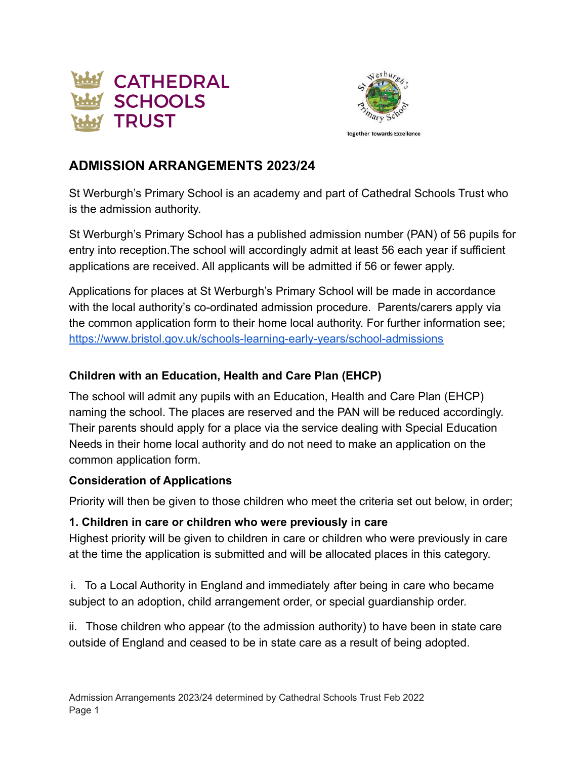CATHEDRAL SCHOOLS TRUST

St Werburgh's Primary School

Together Towards Excellence

## ADMISSION ARRANGEMENTS 2023/24

St Werburgh's Primary School is an academy and part of Cathedral Schools Trust who is the admission authority.

St Werburgh's Primary School has a published admission number (PAN) of 56 pupils for entry into reception.The school will accordingly admit at least 56 each year if sufficient applications are received. All applicants will be admitted if 56 or fewer apply.

Applications for places at St Werburgh's Primary School will be made in accordance with the local authority's co-ordinated admission procedure. Parents/carers apply via the common application form to their home local authority. For further information see; https://www.bristol.gov.uk/schools-learning-early-years/school-admissions

### Children with an Education, Health and Care Plan (EHCP)

The school will admit any pupils with an Education, Health and Care Plan (EHCP) naming the school. The places are reserved and the PAN will be reduced accordingly. Their parents should apply for a place via the service dealing with Special Education Needs in their home local authority and do not need to make an application on the common application form.

### Consideration of Applications

Priority will then be given to those children who meet the criteria set out below, in order;

**1. Children in care or children who were previously in care**

Highest priority will be given to children in care or children who were previously in care at the time the application is submitted and will be allocated places in this category.

i. To a Local Authority in England and immediately after being in care who became subject to an adoption, child arrangement order, or special guardianship order.

ii. Those children who appear (to the admission authority) to have been in state care outside of England and ceased to be in state care as a result of being adopted.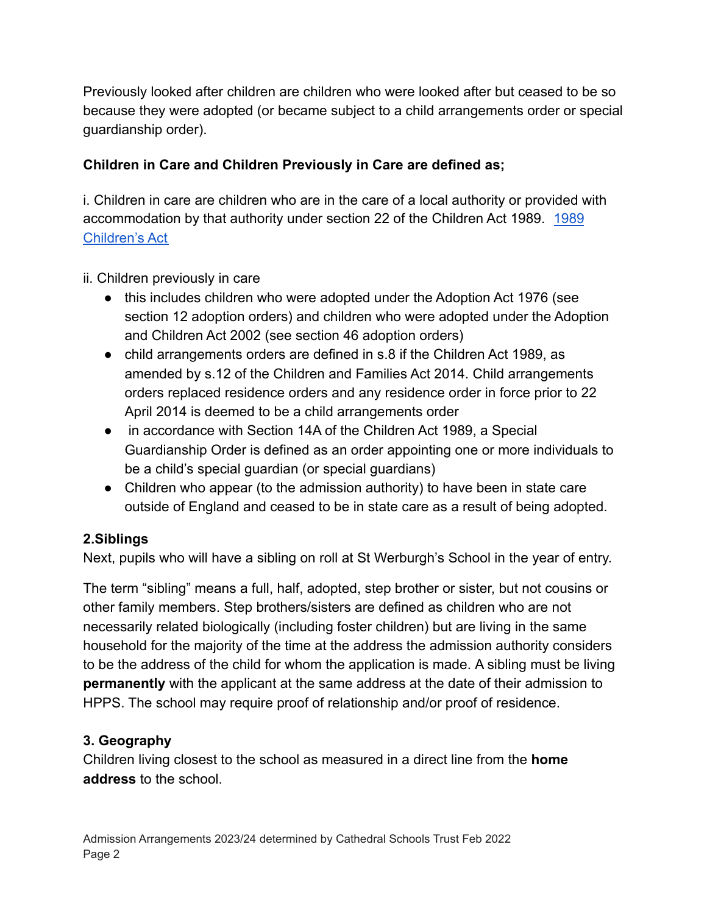Previously looked after children are children who were looked after but ceased to be so because they were adopted (or became subject to a child arrangements order or special guardianship order).

**Children in Care and Children Previously in Care are defined as;**

i. Children in care are children who are in the care of a local authority or provided with accommodation by that authority under section 22 of the Children Act 1989. [1989 Children's Act]

ii. Children previously in care

- this includes children who were adopted under the Adoption Act 1976 (see section 12 adoption orders) and children who were adopted under the Adoption and Children Act 2002 (see section 46 adoption orders)
- child arrangements orders are defined in s.8 if the Children Act 1989, as amended by s.12 of the Children and Families Act 2014. Child arrangements orders replaced residence orders and any residence order in force prior to 22 April 2014 is deemed to be a child arrangements order
- in accordance with Section 14A of the Children Act 1989, a Special Guardianship Order is defined as an order appointing one or more individuals to be a child's special guardian (or special guardians)
- Children who appear (to the admission authority) to have been in state care outside of England and ceased to be in state care as a result of being adopted.

**2.Siblings**

Next, pupils who will have a sibling on roll at St Werburgh's School in the year of entry.

The term "sibling" means a full, half, adopted, step brother or sister, but not cousins or other family members. Step brothers/sisters are defined as children who are not necessarily related biologically (including foster children) but are living in the same household for the majority of the time at the address the admission authority considers to be the address of the child for whom the application is made. A sibling must be living **permanently** with the applicant at the same address at the date of their admission to HPPS. The school may require proof of relationship and/or proof of residence.

**3. Geography**

Children living closest to the school as measured in a direct line from the **home address** to the school.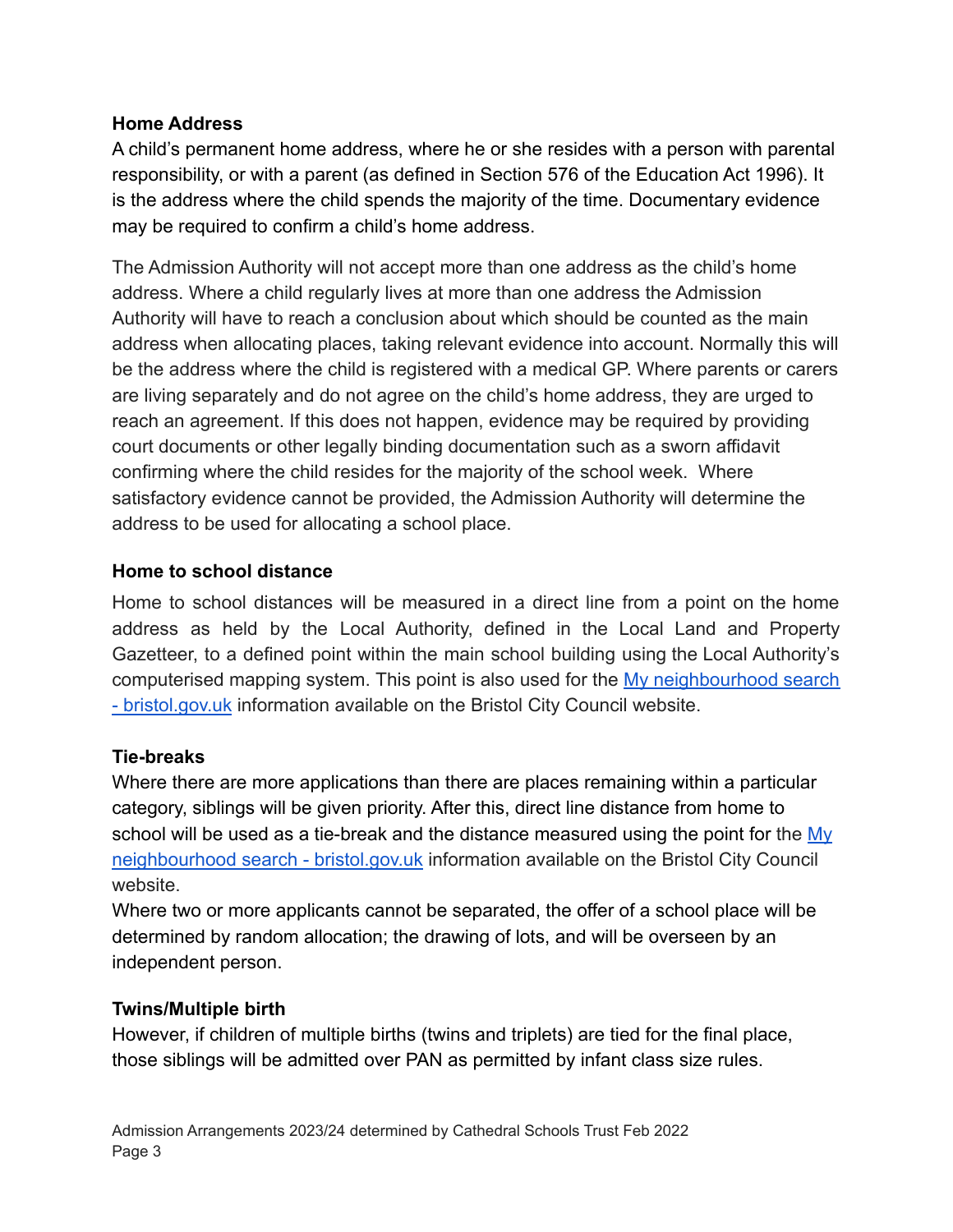**Home Address**

A child's permanent home address, where he or she resides with a person with parental responsibility, or with a parent (as defined in Section 576 of the Education Act 1996). It is the address where the child spends the majority of the time. Documentary evidence may be required to confirm a child's home address.

The Admission Authority will not accept more than one address as the child's home address. Where a child regularly lives at more than one address the Admission Authority will have to reach a conclusion about which should be counted as the main address when allocating places, taking relevant evidence into account. Normally this will be the address where the child is registered with a medical GP. Where parents or carers are living separately and do not agree on the child's home address, they are urged to reach an agreement. If this does not happen, evidence may be required by providing court documents or other legally binding documentation such as a sworn affidavit confirming where the child resides for the majority of the school week. Where satisfactory evidence cannot be provided, the Admission Authority will determine the address to be used for allocating a school place.

**Home to school distance**

Home to school distances will be measured in a direct line from a point on the home address as held by the Local Authority, defined in the Local Land and Property Gazetteer, to a defined point within the main school building using the Local Authority's computerised mapping system. This point is also used for the [My neighbourhood search - bristol.gov.uk] information available on the Bristol City Council website.

**Tie-breaks**

Where there are more applications than there are places remaining within a particular category, siblings will be given priority. After this, direct line distance from home to school will be used as a tie-break and the distance measured using the point for the [My neighbourhood search - bristol.gov.uk] information available on the Bristol City Council website.

Where two or more applicants cannot be separated, the offer of a school place will be determined by random allocation; the drawing of lots, and will be overseen by an independent person.

**Twins/Multiple birth**

However, if children of multiple births (twins and triplets) are tied for the final place, those siblings will be admitted over PAN as permitted by infant class size rules.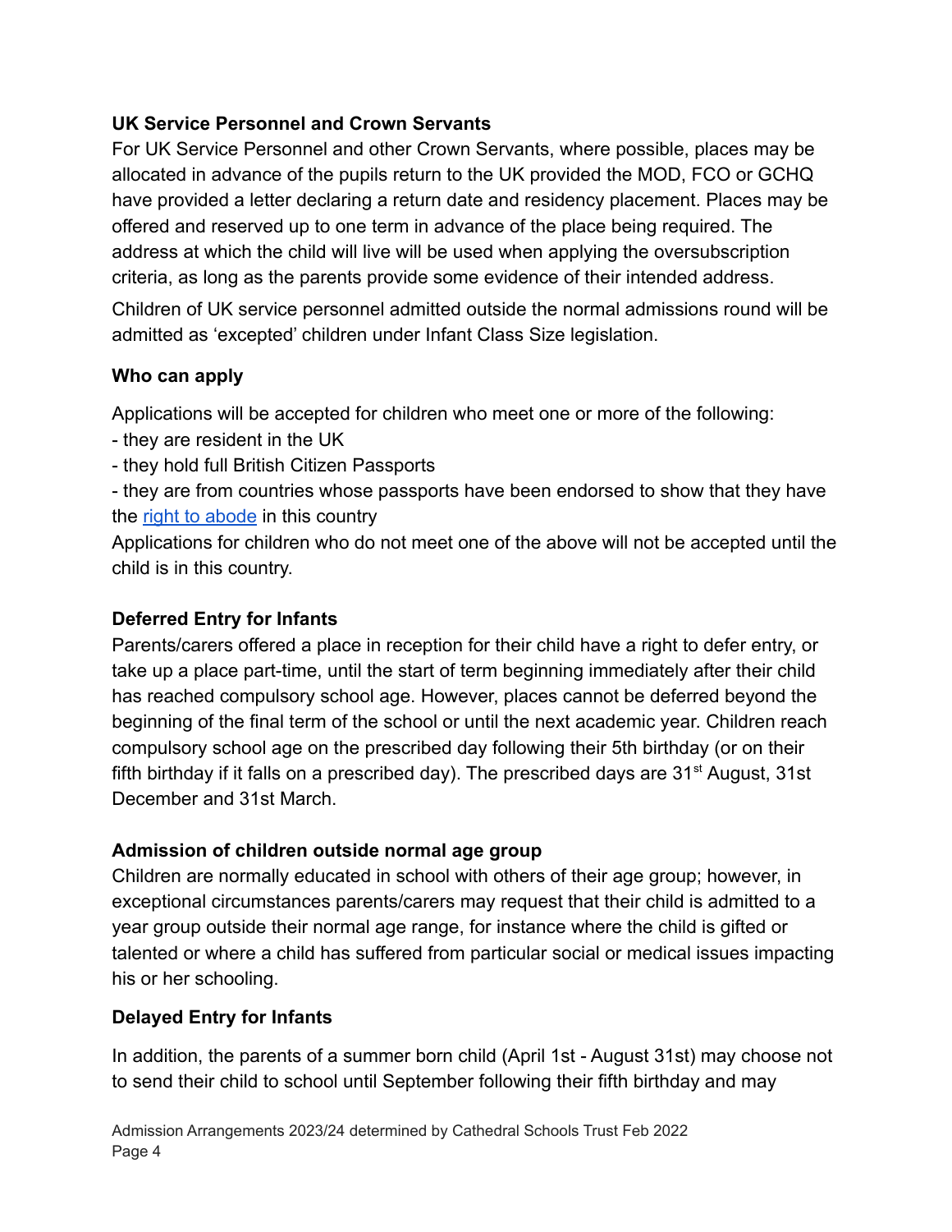**UK Service Personnel and Crown Servants**

For UK Service Personnel and other Crown Servants, where possible, places may be allocated in advance of the pupils return to the UK provided the MOD, FCO or GCHQ have provided a letter declaring a return date and residency placement. Places may be offered and reserved up to one term in advance of the place being required. The address at which the child will live will be used when applying the oversubscription criteria, as long as the parents provide some evidence of their intended address.

Children of UK service personnel admitted outside the normal admissions round will be admitted as 'excepted' children under Infant Class Size legislation.

**Who can apply**

Applications will be accepted for children who meet one or more of the following:

- they are resident in the UK
- they hold full British Citizen Passports
- they are from countries whose passports have been endorsed to show that they have the [right to abode](#) in this country

Applications for children who do not meet one of the above will not be accepted until the child is in this country.

**Deferred Entry for Infants**

Parents/carers offered a place in reception for their child have a right to defer entry, or take up a place part-time, until the start of term beginning immediately after their child has reached compulsory school age. However, places cannot be deferred beyond the beginning of the final term of the school or until the next academic year. Children reach compulsory school age on the prescribed day following their 5th birthday (or on their fifth birthday if it falls on a prescribed day). The prescribed days are 31st August, 31st December and 31st March.

**Admission of children outside normal age group**

Children are normally educated in school with others of their age group; however, in exceptional circumstances parents/carers may request that their child is admitted to a year group outside their normal age range, for instance where the child is gifted or talented or where a child has suffered from particular social or medical issues impacting his or her schooling.

**Delayed Entry for Infants**

In addition, the parents of a summer born child (April 1st - August 31st) may choose not to send their child to school until September following their fifth birthday and may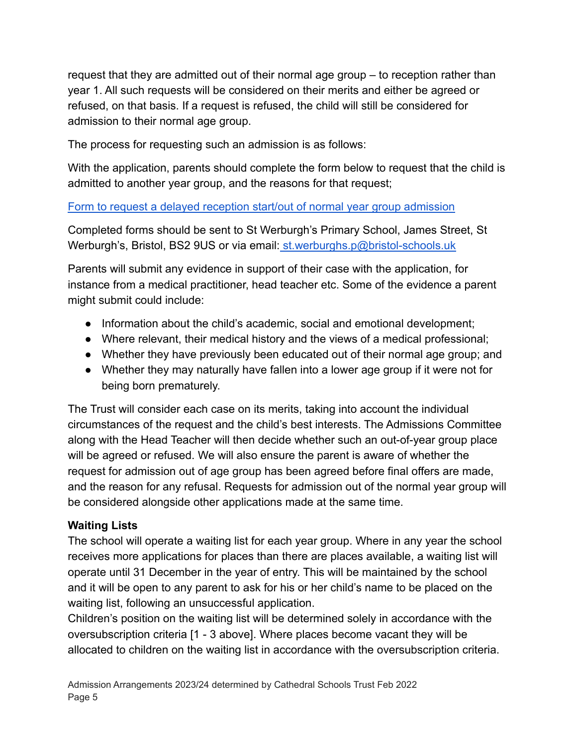request that they are admitted out of their normal age group – to reception rather than year 1. All such requests will be considered on their merits and either be agreed or refused, on that basis. If a request is refused, the child will still be considered for admission to their normal age group.

The process for requesting such an admission is as follows:

With the application, parents should complete the form below to request that the child is admitted to another year group, and the reasons for that request;

Form to request a delayed reception start/out of normal year group admission

Completed forms should be sent to St Werburgh's Primary School, James Street, St Werburgh's, Bristol, BS2 9US or via email: st.werburghs.p@bristol-schools.uk

Parents will submit any evidence in support of their case with the application, for instance from a medical practitioner, head teacher etc. Some of the evidence a parent might submit could include:

- Information about the child's academic, social and emotional development;
- Where relevant, their medical history and the views of a medical professional;
- Whether they have previously been educated out of their normal age group; and
- Whether they may naturally have fallen into a lower age group if it were not for being born prematurely.

The Trust will consider each case on its merits, taking into account the individual circumstances of the request and the child's best interests. The Admissions Committee along with the Head Teacher will then decide whether such an out-of-year group place will be agreed or refused. We will also ensure the parent is aware of whether the request for admission out of age group has been agreed before final offers are made, and the reason for any refusal. Requests for admission out of the normal year group will be considered alongside other applications made at the same time.

**Waiting Lists**

The school will operate a waiting list for each year group. Where in any year the school receives more applications for places than there are places available, a waiting list will operate until 31 December in the year of entry. This will be maintained by the school and it will be open to any parent to ask for his or her child's name to be placed on the waiting list, following an unsuccessful application.

Children's position on the waiting list will be determined solely in accordance with the oversubscription criteria [1 - 3 above]. Where places become vacant they will be allocated to children on the waiting list in accordance with the oversubscription criteria.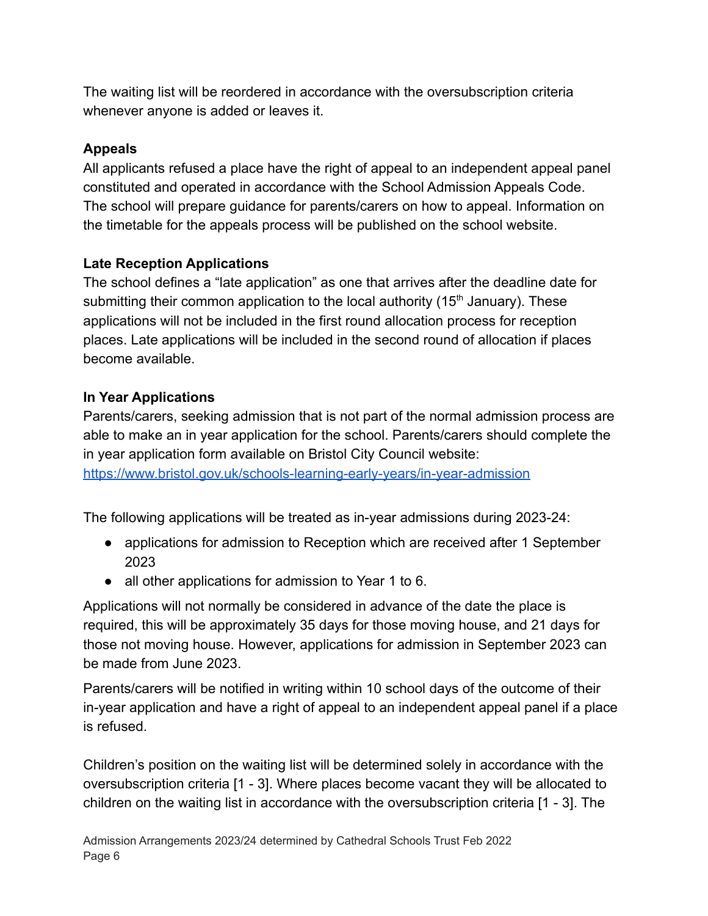The waiting list will be reordered in accordance with the oversubscription criteria whenever anyone is added or leaves it.

**Appeals**

All applicants refused a place have the right of appeal to an independent appeal panel constituted and operated in accordance with the School Admission Appeals Code. The school will prepare guidance for parents/carers on how to appeal. Information on the timetable for the appeals process will be published on the school website.

**Late Reception Applications**

The school defines a "late application" as one that arrives after the deadline date for submitting their common application to the local authority (15th January). These applications will not be included in the first round allocation process for reception places. Late applications will be included in the second round of allocation if places become available.

**In Year Applications**

Parents/carers, seeking admission that is not part of the normal admission process are able to make an in year application for the school. Parents/carers should complete the in year application form available on Bristol City Council website:
[https://www.bristol.gov.uk/schools-learning-early-years/in-year-admission](https://www.bristol.gov.uk/schools-learning-early-years/in-year-admission)

The following applications will be treated as in-year admissions during 2023-24:

- applications for admission to Reception which are received after 1 September 2023
- all other applications for admission to Year 1 to 6.

Applications will not normally be considered in advance of the date the place is required, this will be approximately 35 days for those moving house, and 21 days for those not moving house. However, applications for admission in September 2023 can be made from June 2023.

Parents/carers will be notified in writing within 10 school days of the outcome of their in-year application and have a right of appeal to an independent appeal panel if a place is refused.

Children's position on the waiting list will be determined solely in accordance with the oversubscription criteria [1 - 3]. Where places become vacant they will be allocated to children on the waiting list in accordance with the oversubscription criteria [1 - 3]. The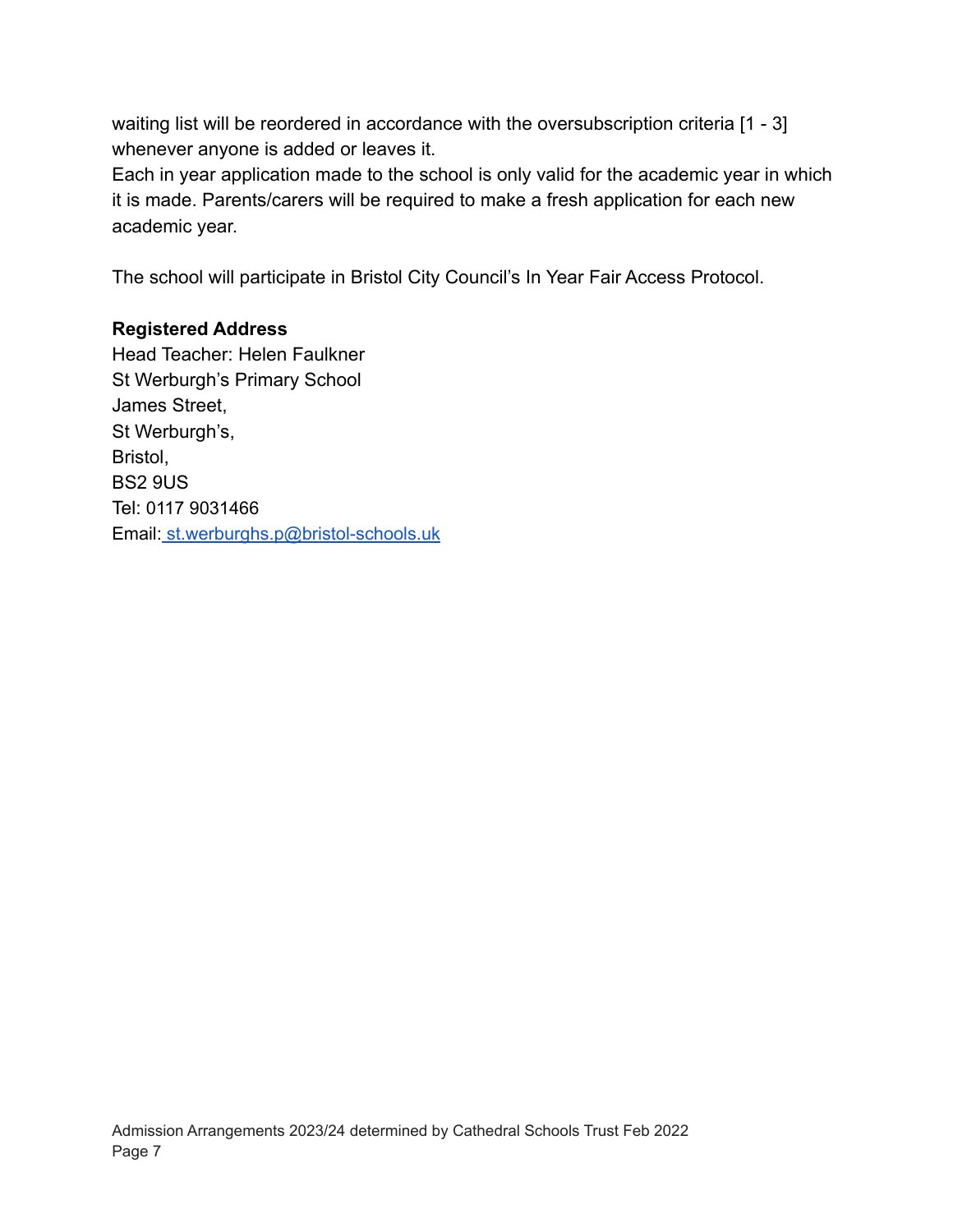waiting list will be reordered in accordance with the oversubscription criteria [1 - 3] whenever anyone is added or leaves it.
Each in year application made to the school is only valid for the academic year in which it is made. Parents/carers will be required to make a fresh application for each new academic year.

The school will participate in Bristol City Council's In Year Fair Access Protocol.

**Registered Address**
Head Teacher: Helen Faulkner
St Werburgh's Primary School
James Street,
St Werburgh's,
Bristol,
BS2 9US
Tel: 0117 9031466
Email: st.werburghs.p@bristol-schools.uk